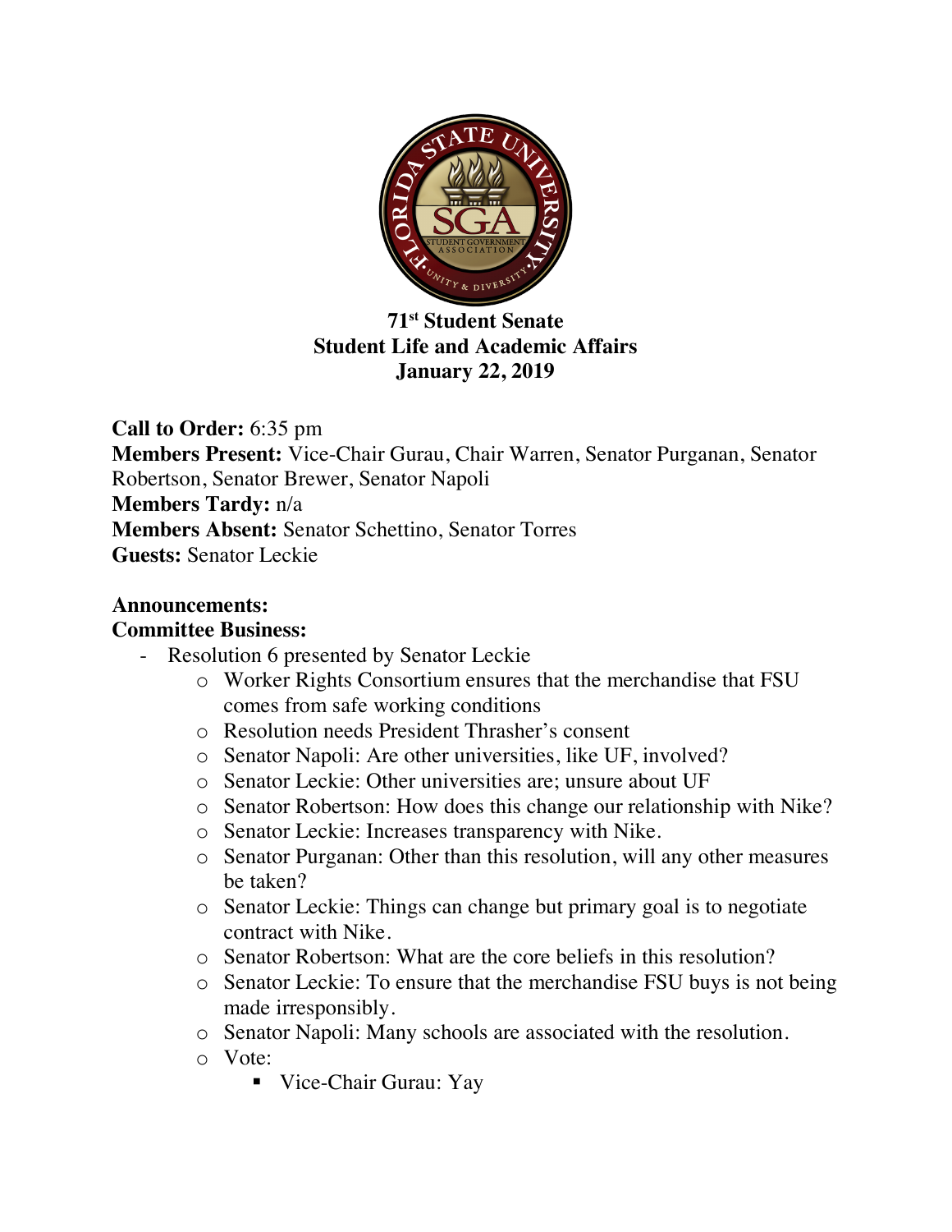**71st Student Senate**
**Student Life and Academic Affairs**
**January 22, 2019**

**Call to Order:** 6:35 pm
**Members Present:** Vice-Chair Gurau, Chair Warren, Senator Purganan, Senator Robertson, Senator Brewer, Senator Napoli
**Members Tardy:** n/a
**Members Absent:** Senator Schettino, Senator Torres
**Guests:** Senator Leckie

**Announcements:**
**Committee Business:**

- Resolution 6 presented by Senator Leckie
  - Worker Rights Consortium ensures that the merchandise that FSU comes from safe working conditions
  - Resolution needs President Thrasher's consent
  - Senator Napoli: Are other universities, like UF, involved?
  - Senator Leckie: Other universities are; unsure about UF
  - Senator Robertson: How does this change our relationship with Nike?
  - Senator Leckie: Increases transparency with Nike.
  - Senator Purganan: Other than this resolution, will any other measures be taken?
  - Senator Leckie: Things can change but primary goal is to negotiate contract with Nike.
  - Senator Robertson: What are the core beliefs in this resolution?
  - Senator Leckie: To ensure that the merchandise FSU buys is not being made irresponsibly.
  - Senator Napoli: Many schools are associated with the resolution.
  - Vote:
    - Vice-Chair Gurau: Yay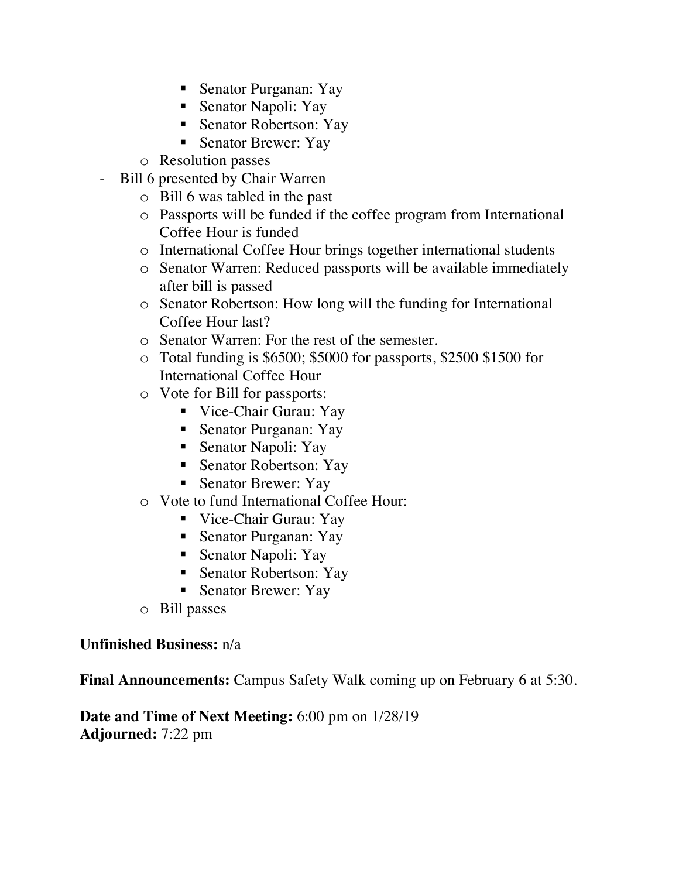- Senator Purganan: Yay
    - Senator Napoli: Yay
    - Senator Robertson: Yay
    - Senator Brewer: Yay
  - Resolution passes
- Bill 6 presented by Chair Warren
  - Bill 6 was tabled in the past
  - Passports will be funded if the coffee program from International Coffee Hour is funded
  - International Coffee Hour brings together international students
  - Senator Warren: Reduced passports will be available immediately after bill is passed
  - Senator Robertson: How long will the funding for International Coffee Hour last?
  - Senator Warren: For the rest of the semester.
  - Total funding is $6500; $5000 for passports, ~~$2500~~ $1500 for International Coffee Hour
  - Vote for Bill for passports:
    - Vice-Chair Gurau: Yay
    - Senator Purganan: Yay
    - Senator Napoli: Yay
    - Senator Robertson: Yay
    - Senator Brewer: Yay
  - Vote to fund International Coffee Hour:
    - Vice-Chair Gurau: Yay
    - Senator Purganan: Yay
    - Senator Napoli: Yay
    - Senator Robertson: Yay
    - Senator Brewer: Yay
  - Bill passes

**Unfinished Business:** n/a

**Final Announcements:** Campus Safety Walk coming up on February 6 at 5:30.

**Date and Time of Next Meeting:** 6:00 pm on 1/28/19
**Adjourned:** 7:22 pm